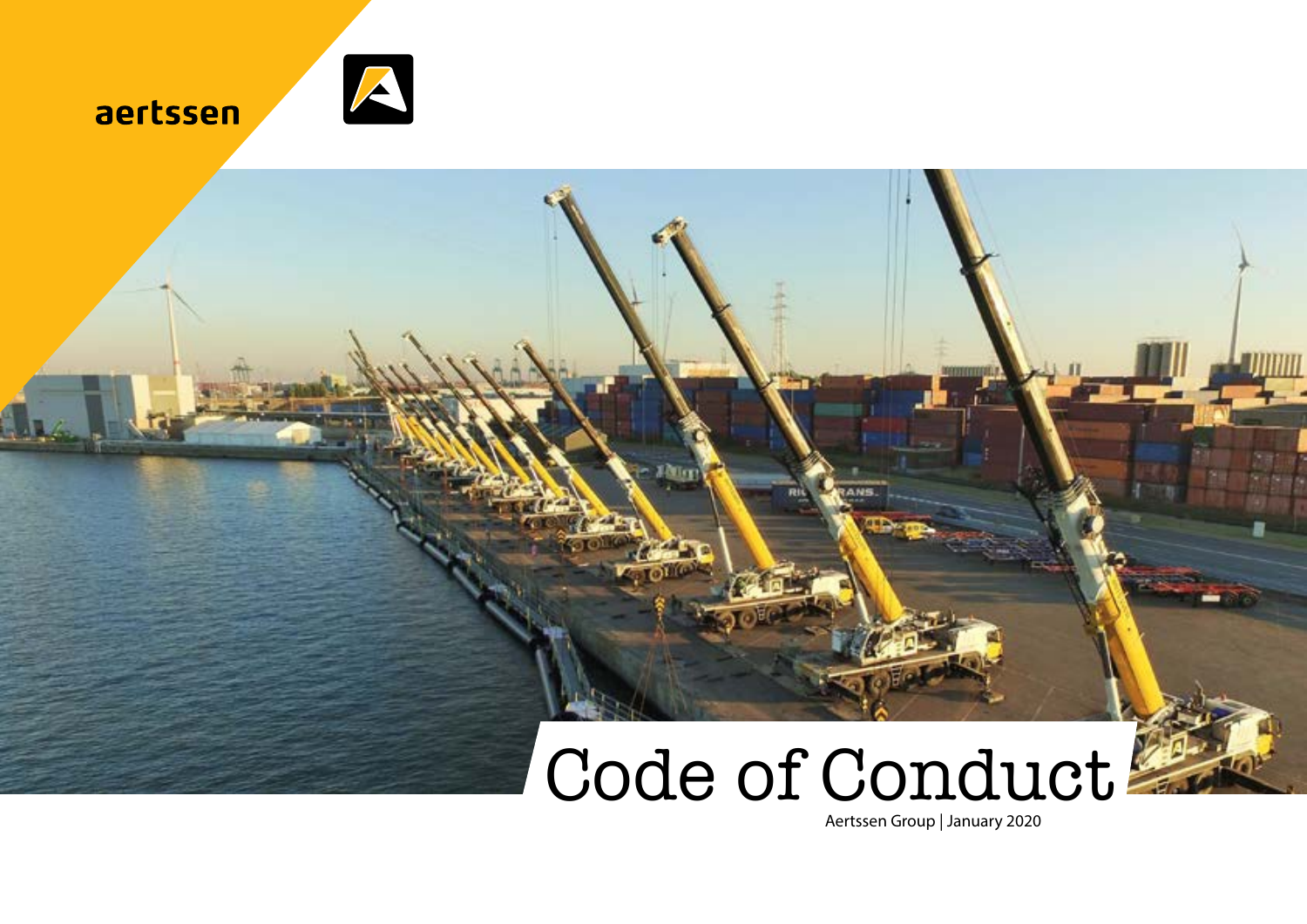aertssen

# Code of Conduct

Aertssen Group | January 2020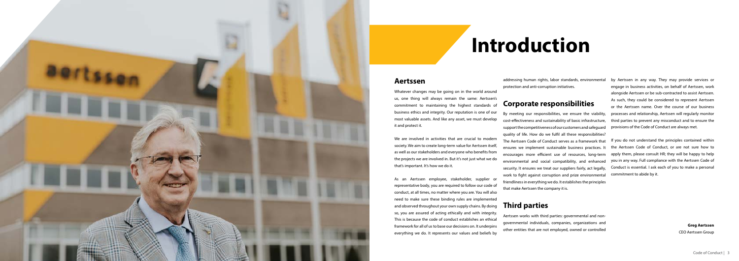# Introduction

## Aertssen

Whatever changes may be going on in the world around us, one thing will always remain the same: Aertssen's commitment to maintaining the highest standards of business ethics and integrity. Our reputation is one of our most valuable assets. And like any asset, we must develop it and protect it.

We are involved in activities that are crucial to modern society. We aim to create long-term value for Aertssen itself, as well as our stakeholders and everyone who benefits from the projects we are involved in. But it's not just what we do that's important. It's how we do it.

As an Aertssen employee, stakeholder, supplier or representative body, you are required to follow our code of conduct, at all times, no matter where you are. You will also need to make sure these binding rules are implemented and observed throughout your own supply chains. By doing so, you are assured of acting ethically and with integrity. This is because the code of conduct establishes an ethical framework for all of us to base our decisions on. It underpins everything we do. It represents our values and beliefs by addressing human rights, labor standards, environmental protection and anti-corruption initiatives.

## Corporate responsibilities

By meeting our responsibilities, we ensure the viability, cost-effectiveness and sustainability of basic infrastructure, support the competitiveness of our customers and safeguard quality of life. How do we fulfil all these responsibilities? The Aertssen Code of Conduct serves as a framework that ensures we implement sustainable business practices. It encourages more efficient use of resources, long-term environmental and social compatibility, and enhanced security. It ensures we treat our suppliers fairly, act legally, work to fight against corruption and prize environmental friendliness in everything we do. It establishes the principles that make Aertssen the company it is.

## Third parties

Aertssen works with third parties: governmental and non-governmental individuals, companies, organizations and other entities that are not employed, owned or controlled by Aertssen in any way. They may provide services or engage in business activities, on behalf of Aertssen, work alongside Aertssen or be sub-contracted to assist Aertssen. As such, they could be considered to represent Aertssen or the Aertssen name. Over the course of our business processes and relationship, Aertssen will regularly monitor third parties to prevent any misconduct and to ensure the provisions of the Code of Conduct are always met.

If you do not understand the principles contained within the Aertssen Code of Conduct, or are not sure how to apply them, please consult HR; they will be happy to help you in any way. Full compliance with the Aertssen Code of Conduct is essential. I ask each of you to make a personal commitment to abide by it.

**Greg Aertssen**
CEO Aertssen Group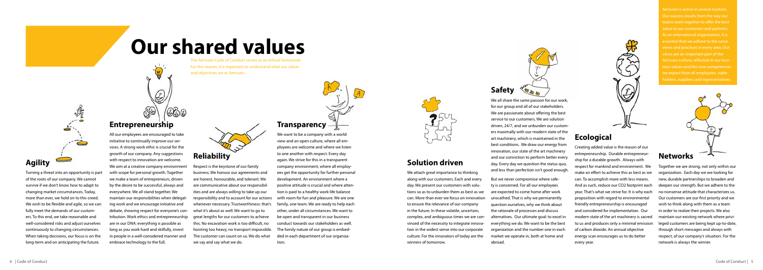# Our shared values

The Aertssen Code of Conduct serves as an ethical framework. For this reason, it is important to understand what our values and objectives are at Aertssen.

## Agility

Turning a threat into an opportunity is part of the roots of our company. We cannot survive if we don't know how to adapt to changing market circumstances. Today, more than ever, we hold on to this creed. We wish to be flexible and agile, so we can fully meet the demands of our customers. To this end, we take reasonable and well-considered risks and adjust ourselves continuously to changing circumstances. When taking decisions, our focus is on the long-term and on anticipating the future.

## Entrepreneurship

All our employees are encouraged to take initiative to continually improve our services. A strong work ethic is crucial for the growth of our company. Any suggestions with respect to innovation are welcome. We aim at a creative company environment with scope for personal growth. Together we make a team of entrepreneurs, driven by the desire to be successful, always and everywhere. We all stand together. We maintain our responsibilities when delegating work and we encourage initiative and debate, showing respect for everyone's contribution. Work ethics and entrepreneurship are in our DNA: everything is possible as long as you work hard and skilfully, invest in people in a well-considered manner and embrace technology to the full.

## Reliability

Respect is the keystone of our family business. We honour our agreements and are honest, honourable, and tolerant. We are communicative about our responsibilities and are always willing to take up our responsibility and to account for our actions whenever necessary. Trustworthiness: that's what it's about as well. We want to go to great lengths for our customers to achieve this. No excavation work is too difficult, no hoisting too heavy, no transport impossible. The customer can count on us. We do what we say and say what we do.

## Transparency

We want to be a company with a world view and an open culture, where all employees are welcome and where we listen to one another with respect. Every day again. We strive for this in a transparent company environment, where all employees get the opportunity for further personal development. An environment where a positive attitude is crucial and where attention is paid to a healthy work-life balance with room for fun and pleasure. We are one family, one team. We are ready to help each other, under all circumstances. We want to be open and transparent in our business conduct towards our stakeholders as well. The family nature of our group is embedded in each department of our organization.

## Solution driven

We attach great importance to thinking along with our customers. Each and every day. We present our customers with solutions so as to unburden them as best as we can. More than ever we focus on innovation to ensure the relevance of our company in the future. In these volatile, uncertain, complex, and ambiguous times we are convinced of the necessity to integrate innovation in the widest sense into our corporate culture. For the innovators of today are the winners of tomorrow.

## Safety

We all share the same passion for our work, for our group and all of our stakeholders. We are passionate about offering the best service to our customers. We are solution driven, 24/7, and we unburden our customers maximally with our modern state of the art machinery, which is maintained in the best conditions. We draw our energy from innovation, our state of the art machinery and our conviction to perform better every day. Every day we question the status quo, and less than perfection isn't good enough.

But we never compromise where safety is concerned. For all our employees are expected to come home after work unscathed. That is why we permanently question ourselves, why we think about the rationale of processes and discuss alternatives. Our ultimate goal: to excel in everything we do. We want to be the best organization and the number one in each market we operate in, both at home and abroad.

## Ecological

Creating added value is the reason of our entrepreneurship. Durable entrepreneurship for a durable growth. Always with respect for mankind and environment. We make an effort to achieve this as best as we can. To accomplish more with less means. And as such, reduce our $CO_2$ footprint each year. That's what we strive for. It is why each proposition with regard to environmental friendly entrepreneurship is encouraged and considered for implementation. Our modern state of the art machinery is sacred to us and produces only a minimal emission of carbon dioxide. An annual objective energy scan encourages us to do better every year.

Aertssen is active in several markets. Our success results from the way our teams work together to offer the best value to our customers and partners. As an international organization, it is essential that we adhere to the same views and practices in every area. Our views are an important part of the Aertssen culture, reflected in our business values and the core competences we expect from all employees, stakeholders, suppliers and representatives.

## Networks

Together we are strong, not only within our organization. Each day we are looking for new, durable partnerships to broaden and deepen our strength. But we adhere to the no nonsense attitude that characterizes us. Our customers are our first priority and we wish to think along with them as a team in order to realize their projects. We also maintain our existing network where privileged customers are being kept up-to-date, through short messages and always with respect, of our company's situation. For the network is always the winner.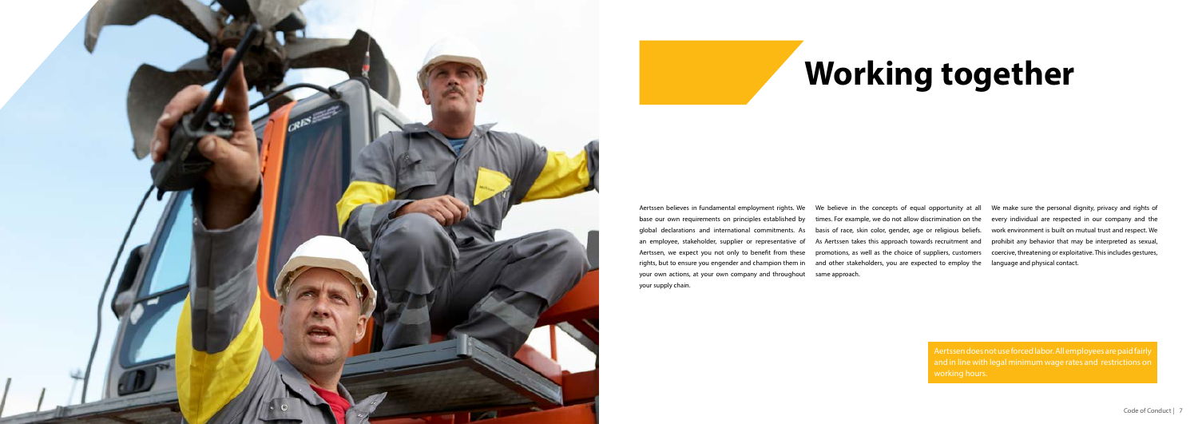# Working together

Aertssen believes in fundamental employment rights. We base our own requirements on principles established by global declarations and international commitments. As an employee, stakeholder, supplier or representative of Aertssen, we expect you not only to benefit from these rights, but to ensure you engender and champion them in your own actions, at your own company and throughout your supply chain.

We believe in the concepts of equal opportunity at all times. For example, we do not allow discrimination on the basis of race, skin color, gender, age or religious beliefs. As Aertssen takes this approach towards recruitment and promotions, as well as the choice of suppliers, customers and other stakeholders, you are expected to employ the same approach.

We make sure the personal dignity, privacy and rights of every individual are respected in our company and the work environment is built on mutual trust and respect. We prohibit any behavior that may be interpreted as sexual, coercive, threatening or exploitative. This includes gestures, language and physical contact.

Aertssen does not use forced labor. All employees are paid fairly and in line with legal minimum wage rates and restrictions on working hours.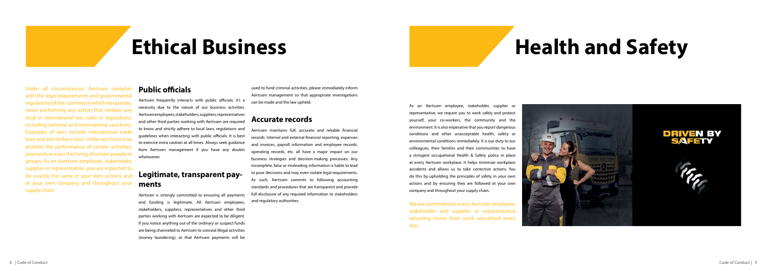# Ethical Business

Under all circumstances, Aertssen complies with the legal requirements and governmental regulations of the countries in which we operate, never performing any action that violates any local or international law, rules or regulations, including national and international sanctions. Examples of laws include international trade laws and anti-bribery laws, while sanctions may prohibit the performance of certain activities, payments or even the hiring of certain people or groups. As an Aertssen employee, stakeholder, supplier or representative, you are expected to do exactly the same in your own actions and at your own company and throughout your supply chain.

## Public officials

Aertssen frequently interacts with public officials; it's a necessity due to the nature of our business activities. Aertssen employees, stakeholders, suppliers, representatives and other third parties working with Aertssen are required to know and strictly adhere to local laws, regulations and guidelines when interacting with public officials. It is best to exercise extra caution at all times. Always seek guidance from Aertssen management if you have any doubts whatsoever.

## Legitimate, transparent payments

Aertssen is strongly committed to ensuring all payments and funding is legitimate. All Aertssen employees, stakeholders, suppliers, representatives and other third parties working with Aertssen are expected to be diligent. If you notice anything out of the ordinary or suspect funds are being channeled to Aertssen to conceal illegal activities (money laundering), or that Aertssen payments will be used to fund criminal activities, please immediately inform Aertssen management so that appropriate investigations can be made and the law upheld.

## Accurate records

Aertssen maintains full, accurate and reliable financial records. Internal and external financial reporting, expenses and invoices, payroll information and employee records, operating records, etc. all have a major impact on our business strategies and decision-making processes. Any incomplete, false or misleading information is liable to lead to poor decisions and may even violate legal requirements. As such, Aertssen commits to following accounting standards and procedures that are transparent and provide full disclosure of any required information to stakeholders and regulatory authorities.

# Health and Safety

As an Aertssen employee, stakeholder, supplier or representative, we require you to work safely and protect yourself, your co-workers, the community and the environment. It is also imperative that you report dangerous conditions and other unacceptable health, safety or environmental conditions immediately. It is our duty to our colleagues, their families and their communities to have a stringent occupational Health & Safety policy in place at every Aertssen workplace. It helps minimize workplace accidents and allows us to take corrective actions. You do this by upholding the principles of safety in your own actions and by ensuring they are followed at your own company and throughout your supply chain.

We are committed to every Aertssen employee, stakeholder and supplier or representative returning home from work unscathed every day.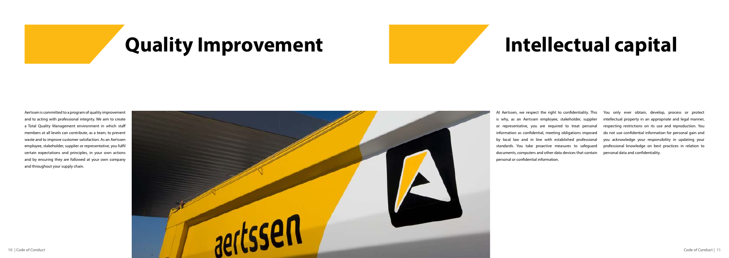# Quality Improvement

Aertssen is committed to a program of quality improvement and to acting with professional integrity. We aim to create a Total Quality Management environment in which staff members at all levels can contribute, as a team, to prevent waste and to improve customer satisfaction. As an Aertssen employee, stakeholder, supplier or representative, you fulfil certain expectations and principles, in your own actions and by ensuring they are followed at your own company and throughout your supply chain.

# Intellectual capital

At Aertssen, we respect the right to confidentiality. This is why, as an Aertssen employee, stakeholder, supplier or representative, you are required to treat personal information as confidential, meeting obligations imposed by local law and in line with established professional standards. You take proactive measures to safeguard documents, computers and other data devices that contain personal or confidential information.

You only ever obtain, develop, process or protect intellectual property in an appropriate and legal manner, respecting restrictions on its use and reproduction. You do not use confidential information for personal gain and you acknowledge your responsibility in updating your professional knowledge on best practices in relation to personal data and confidentiality.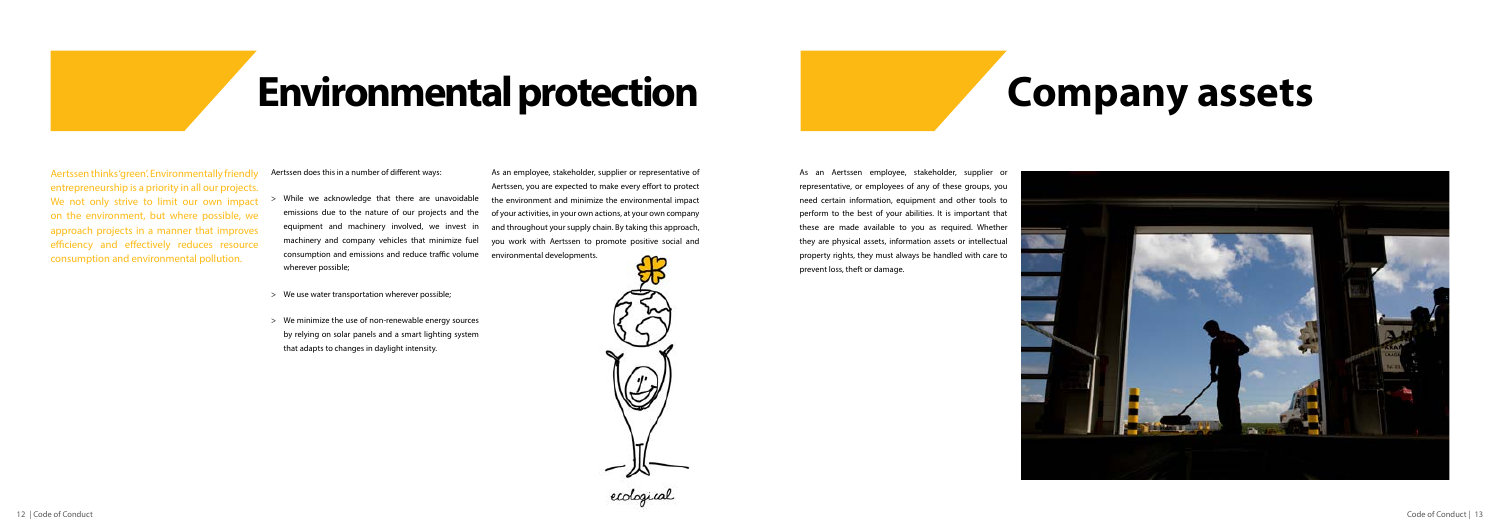# Environmental protection

Aertssen thinks 'green'. Environmentally friendly entrepreneurship is a priority in all our projects. We not only strive to limit our own impact on the environment, but where possible, we approach projects in a manner that improves efficiency and effectively reduces resource consumption and environmental pollution.

Aertssen does this in a number of different ways:

> While we acknowledge that there are unavoidable emissions due to the nature of our projects and the equipment and machinery involved, we invest in machinery and company vehicles that minimize fuel consumption and emissions and reduce traffic volume wherever possible;

> We use water transportation wherever possible;

> We minimize the use of non-renewable energy sources by relying on solar panels and a smart lighting system that adapts to changes in daylight intensity.

As an employee, stakeholder, supplier or representative of Aertssen, you are expected to make every effort to protect the environment and minimize the environmental impact of your activities, in your own actions, at your own company and throughout your supply chain. By taking this approach, you work with Aertssen to promote positive social and environmental developments.

ecological

# Company assets

As an Aertssen employee, stakeholder, supplier or representative, or employees of any of these groups, you need certain information, equipment and other tools to perform to the best of your abilities. It is important that these are made available to you as required. Whether they are physical assets, information assets or intellectual property rights, they must always be handled with care to prevent loss, theft or damage.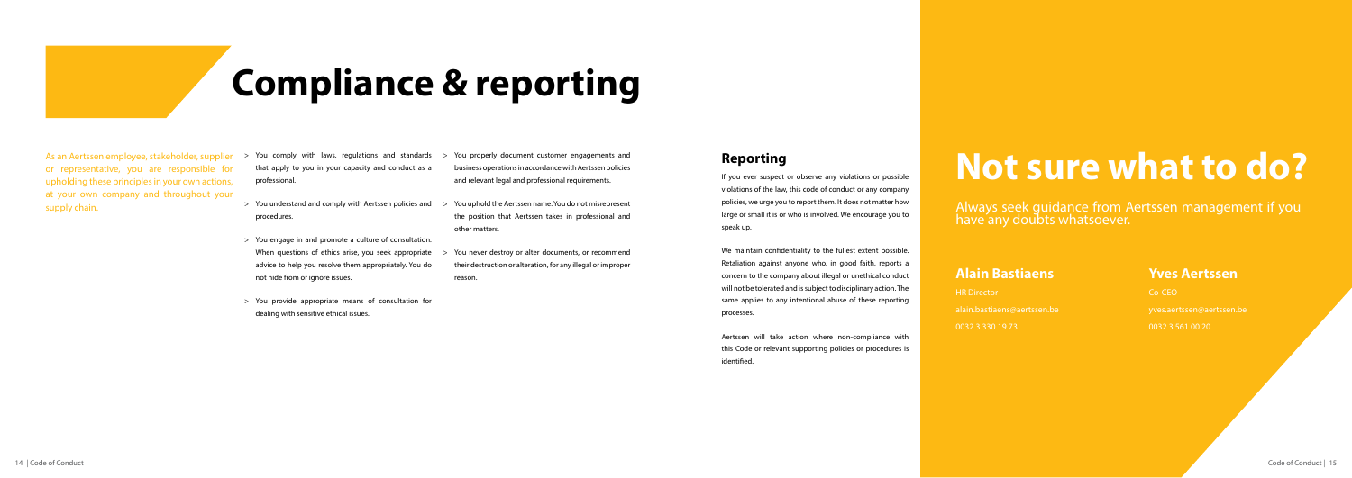# Compliance & reporting

As an Aertssen employee, stakeholder, supplier or representative, you are responsible for upholding these principles in your own actions, at your own company and throughout your supply chain.

- You comply with laws, regulations and standards that apply to you in your capacity and conduct as a professional.
- You understand and comply with Aertssen policies and procedures.
- You engage in and promote a culture of consultation. When questions of ethics arise, you seek appropriate advice to help you resolve them appropriately. You do not hide from or ignore issues.
- You provide appropriate means of consultation for dealing with sensitive ethical issues.
- You properly document customer engagements and business operations in accordance with Aertssen policies and relevant legal and professional requirements.
- You uphold the Aertssen name. You do not misrepresent the position that Aertssen takes in professional and other matters.
- You never destroy or alter documents, or recommend their destruction or alteration, for any illegal or improper reason.

## Reporting

If you ever suspect or observe any violations or possible violations of the law, this code of conduct or any company policies, we urge you to report them. It does not matter how large or small it is or who is involved. We encourage you to speak up.

We maintain confidentiality to the fullest extent possible. Retaliation against anyone who, in good faith, reports a concern to the company about illegal or unethical conduct will not be tolerated and is subject to disciplinary action. The same applies to any intentional abuse of these reporting processes.

Aertssen will take action where non-compliance with this Code or relevant supporting policies or procedures is identified.

# Not sure what to do?

Always seek guidance from Aertssen management if you have any doubts whatsoever.

### Alain Bastiaens

HR Director

alain.bastiaens@aertssen.be

0032 3 330 19 73

### Yves Aertssen

Co-CEO

yves.aertssen@aertssen.be

0032 3 561 00 20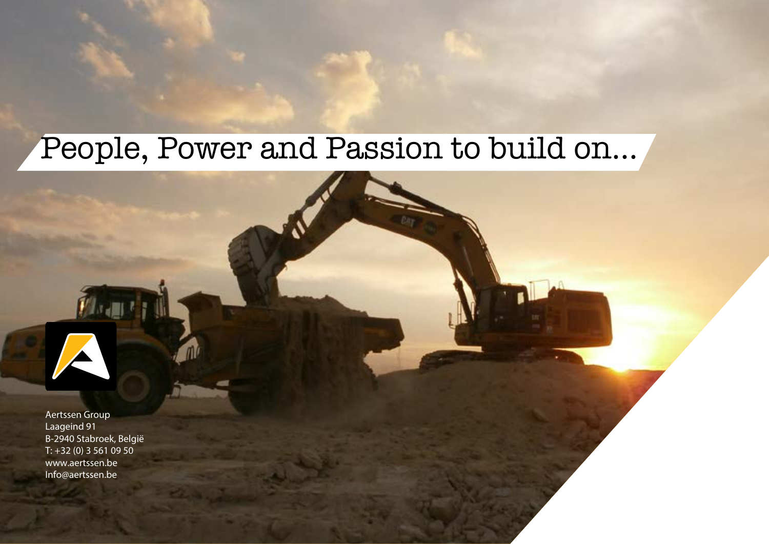# People, Power and Passion to build on...

Aertssen Group
Laageind 91
B-2940 Stabroek, België
T: +32 (0) 3 561 09 50
www.aertssen.be
Info@aertssen.be